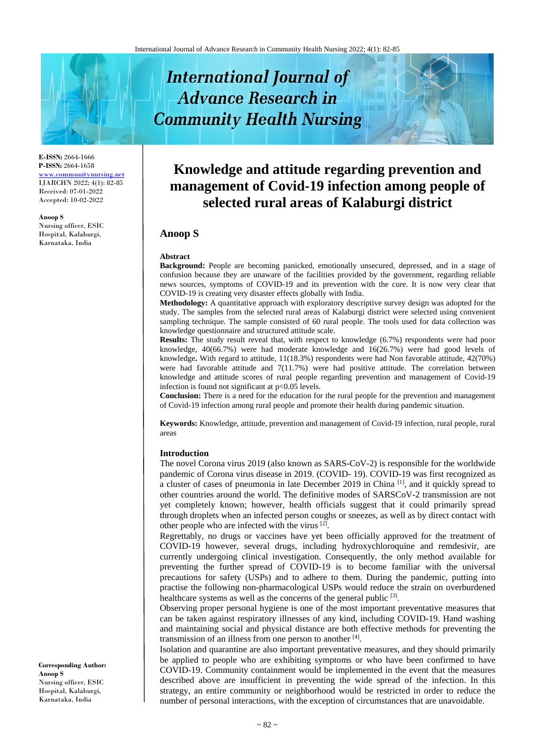# Knowledge and attitude regarding prevention and management of Covid-19 infection among people of selected rural areas of Kalaburgi district

**E-ISSN:** 2664-1666
**P-ISSN:** 2664-1658
www.communitynursing.net
IJARCHN 2022; 4(1): 82-85
Received: 07-01-2022
Accepted: 10-02-2022

**Anoop S**
Nursing officer, ESIC Hospital, Kalaburgi, Karnataka, India

**Corresponding Author:**
**Anoop S**
Nursing officer, ESIC Hospital, Kalaburgi, Karnataka, India

## Anoop S

### Abstract

**Background:** People are becoming panicked, emotionally unsecured, depressed, and in a stage of confusion because they are unaware of the facilities provided by the government, regarding reliable news sources, symptoms of COVID-19 and its prevention with the cure. It is now very clear that COVID-19 is creating very disaster effects globally with India.

**Methodology:** A quantitative approach with exploratory descriptive survey design was adopted for the study. The samples from the selected rural areas of Kalaburgi district were selected using convenient sampling technique. The sample consisted of 60 rural people. The tools used for data collection was knowledge questionnaire and structured attitude scale.

**Results:** The study result reveal that, with respect to knowledge (6.7%) respondents were had poor knowledge, 40(66.7%) were had moderate knowledge and 16(26.7%) were had good levels of knowledge**.** With regard to attitude, 11(18.3%) respondents were had Non favorable attitude, 42(70%) were had favorable attitude and 7(11.7%) were had positive attitude. The correlation between knowledge and attitude scores of rural people regarding prevention and management of Covid-19 infection is found not significant at $p<0.05$ levels.

**Conclusion:** There is a need for the education for the rural people for the prevention and management of Covid-19 infection among rural people and promote their health during pandemic situation.

**Keywords:** Knowledge, attitude, prevention and management of Covid-19 infection, rural people, rural areas

### Introduction

The novel Corona virus 2019 (also known as SARS-CoV-2) is responsible for the worldwide pandemic of Corona virus disease in 2019. (COVID- 19). COVID-19 was first recognized as a cluster of cases of pneumonia in late December 2019 in China [1], and it quickly spread to other countries around the world. The definitive modes of SARSCoV-2 transmission are not yet completely known; however, health officials suggest that it could primarily spread through droplets when an infected person coughs or sneezes, as well as by direct contact with other people who are infected with the virus [2].

Regrettably, no drugs or vaccines have yet been officially approved for the treatment of COVID-19 however, several drugs, including hydroxychloroquine and remdesivir, are currently undergoing clinical investigation. Consequently, the only method available for preventing the further spread of COVID-19 is to become familiar with the universal precautions for safety (USPs) and to adhere to them. During the pandemic, putting into practise the following non-pharmacological USPs would reduce the strain on overburdened healthcare systems as well as the concerns of the general public [3].

Observing proper personal hygiene is one of the most important preventative measures that can be taken against respiratory illnesses of any kind, including COVID-19. Hand washing and maintaining social and physical distance are both effective methods for preventing the transmission of an illness from one person to another [4].

Isolation and quarantine are also important preventative measures, and they should primarily be applied to people who are exhibiting symptoms or who have been confirmed to have COVID-19. Community containment would be implemented in the event that the measures described above are insufficient in preventing the wide spread of the infection. In this strategy, an entire community or neighborhood would be restricted in order to reduce the number of personal interactions, with the exception of circumstances that are unavoidable.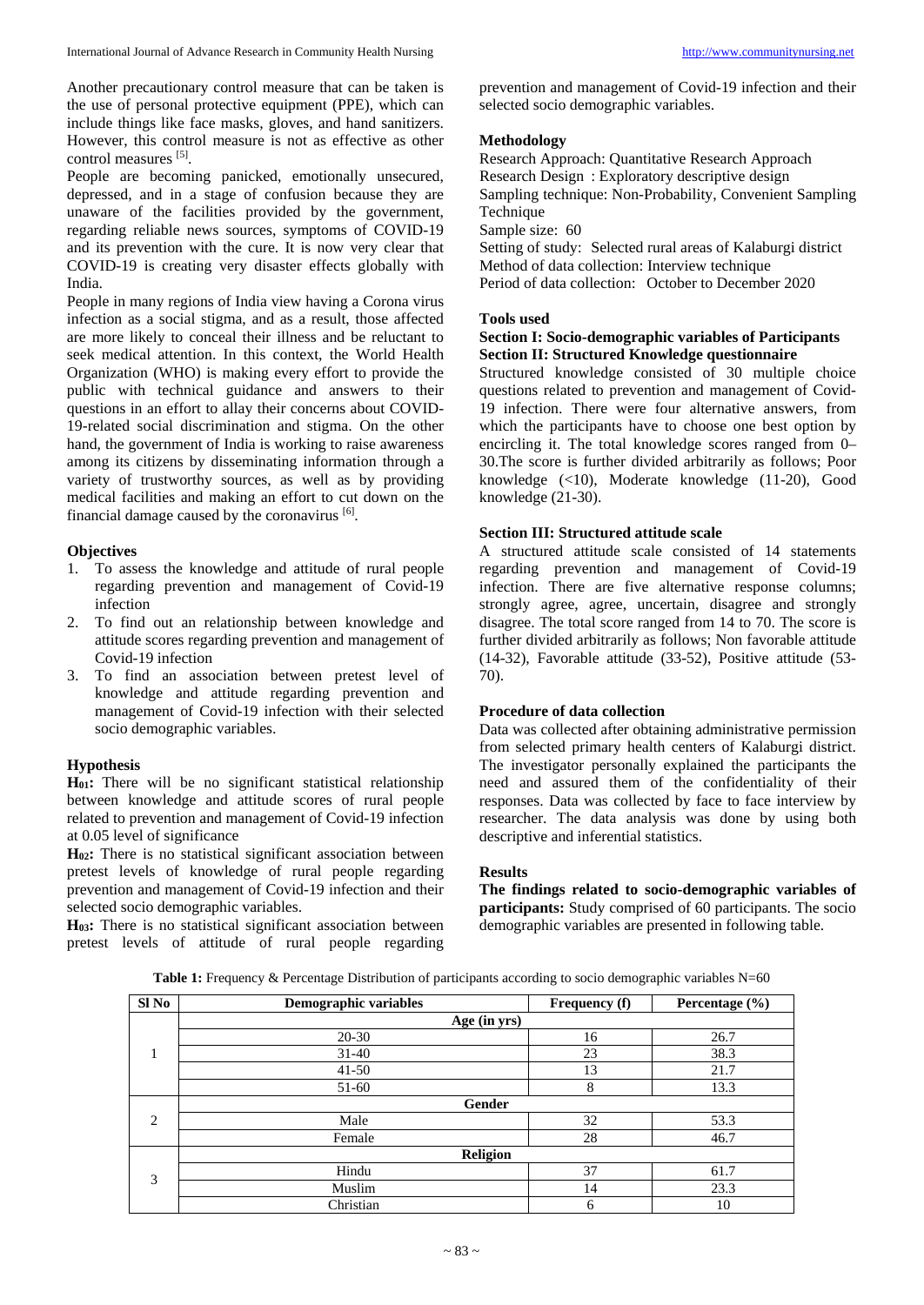Another precautionary control measure that can be taken is the use of personal protective equipment (PPE), which can include things like face masks, gloves, and hand sanitizers. However, this control measure is not as effective as other control measures [5].

People are becoming panicked, emotionally unsecured, depressed, and in a stage of confusion because they are unaware of the facilities provided by the government, regarding reliable news sources, symptoms of COVID-19 and its prevention with the cure. It is now very clear that COVID-19 is creating very disaster effects globally with India.

People in many regions of India view having a Corona virus infection as a social stigma, and as a result, those affected are more likely to conceal their illness and be reluctant to seek medical attention. In this context, the World Health Organization (WHO) is making every effort to provide the public with technical guidance and answers to their questions in an effort to allay their concerns about COVID-19-related social discrimination and stigma. On the other hand, the government of India is working to raise awareness among its citizens by disseminating information through a variety of trustworthy sources, as well as by providing medical facilities and making an effort to cut down on the financial damage caused by the coronavirus [6].

### Objectives

1. To assess the knowledge and attitude of rural people regarding prevention and management of Covid-19 infection
2. To find out an relationship between knowledge and attitude scores regarding prevention and management of Covid-19 infection
3. To find an association between pretest level of knowledge and attitude regarding prevention and management of Covid-19 infection with their selected socio demographic variables.

### Hypothesis

**$H_{01}$:** There will be no significant statistical relationship between knowledge and attitude scores of rural people related to prevention and management of Covid-19 infection at 0.05 level of significance

**$H_{02}$:** There is no statistical significant association between pretest levels of knowledge of rural people regarding prevention and management of Covid-19 infection and their selected socio demographic variables.

**$H_{03}$:** There is no statistical significant association between pretest levels of attitude of rural people regarding prevention and management of Covid-19 infection and their selected socio demographic variables.

### Methodology

Research Approach: Quantitative Research Approach
Research Design : Exploratory descriptive design
Sampling technique: Non-Probability, Convenient Sampling Technique
Sample size: 60
Setting of study: Selected rural areas of Kalaburgi district
Method of data collection: Interview technique
Period of data collection: October to December 2020

### Tools used

**Section I: Socio-demographic variables of Participants**

**Section II: Structured Knowledge questionnaire**

Structured knowledge consisted of 30 multiple choice questions related to prevention and management of Covid-19 infection. There were four alternative answers, from which the participants have to choose one best option by encircling it. The total knowledge scores ranged from 0–30.The score is further divided arbitrarily as follows; Poor knowledge (<10), Moderate knowledge (11-20), Good knowledge (21-30).

**Section III: Structured attitude scale**

A structured attitude scale consisted of 14 statements regarding prevention and management of Covid-19 infection. There are five alternative response columns; strongly agree, agree, uncertain, disagree and strongly disagree. The total score ranged from 14 to 70. The score is further divided arbitrarily as follows; Non favorable attitude (14-32), Favorable attitude (33-52), Positive attitude (53-70).

### Procedure of data collection

Data was collected after obtaining administrative permission from selected primary health centers of Kalaburgi district. The investigator personally explained the participants the need and assured them of the confidentiality of their responses. Data was collected by face to face interview by researcher. The data analysis was done by using both descriptive and inferential statistics.

### Results

**The findings related to socio-demographic variables of participants:** Study comprised of 60 participants. The socio demographic variables are presented in following table.

**Table 1:** Frequency & Percentage Distribution of participants according to socio demographic variables N=60

| Sl No | Demographic variables | Frequency (f) | Percentage (%) |
|---|---|---|---|
| 1 | **Age (in yrs)** | | |
| | 20-30 | 16 | 26.7 |
| | 31-40 | 23 | 38.3 |
| | 41-50 | 13 | 21.7 |
| | 51-60 | 8 | 13.3 |
| 2 | **Gender** | | |
| | Male | 32 | 53.3 |
| | Female | 28 | 46.7 |
| 3 | **Religion** | | |
| | Hindu | 37 | 61.7 |
| | Muslim | 14 | 23.3 |
| | Christian | 6 | 10 |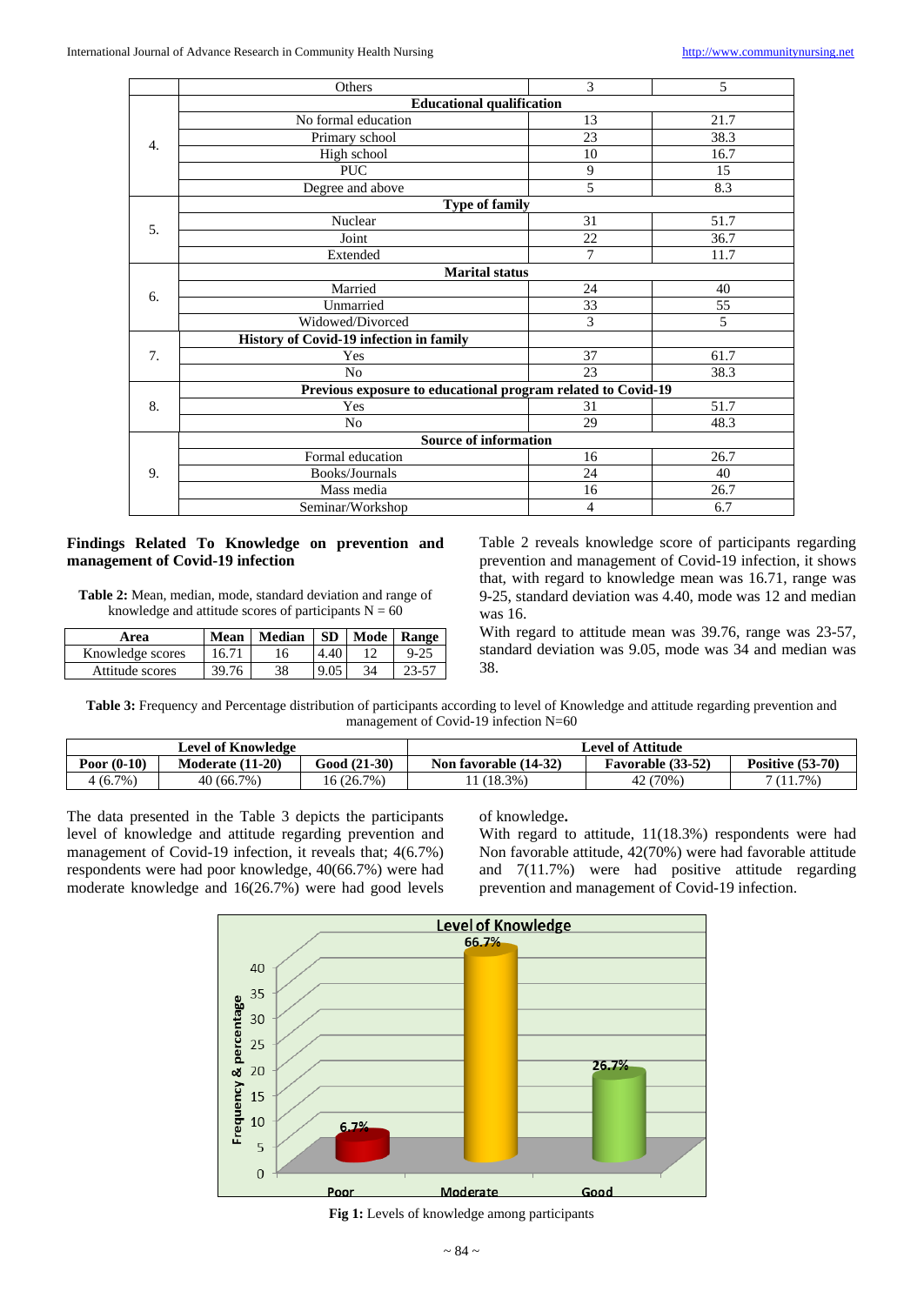| | Others | 3 | 5 |
|---|---|---|---|
| 4. | **Educational qualification** | | |
| | No formal education | 13 | 21.7 |
| | Primary school | 23 | 38.3 |
| | High school | 10 | 16.7 |
| | PUC | 9 | 15 |
| | Degree and above | 5 | 8.3 |
| 5. | **Type of family** | | |
| | Nuclear | 31 | 51.7 |
| | Joint | 22 | 36.7 |
| | Extended | 7 | 11.7 |
| 6. | **Marital status** | | |
| | Married | 24 | 40 |
| | Unmarried | 33 | 55 |
| | Widowed/Divorced | 3 | 5 |
| 7. | **History of Covid-19 infection in family** | | |
| | Yes | 37 | 61.7 |
| | No | 23 | 38.3 |
| 8. | **Previous exposure to educational program related to Covid-19** | | |
| | Yes | 31 | 51.7 |
| | No | 29 | 48.3 |
| 9. | **Source of information** | | |
| | Formal education | 16 | 26.7 |
| | Books/Journals | 24 | 40 |
| | Mass media | 16 | 26.7 |
| | Seminar/Workshop | 4 | 6.7 |

**Findings Related To Knowledge on prevention and management of Covid-19 infection**

**Table 2:** Mean, median, mode, standard deviation and range of knowledge and attitude scores of participants N = 60

| Area | Mean | Median | SD | Mode | Range |
|---|---|---|---|---|---|
| Knowledge scores | 16.71 | 16 | 4.40 | 12 | 9-25 |
| Attitude scores | 39.76 | 38 | 9.05 | 34 | 23-57 |

Table 2 reveals knowledge score of participants regarding prevention and management of Covid-19 infection, it shows that, with regard to knowledge mean was 16.71, range was 9-25, standard deviation was 4.40, mode was 12 and median was 16.

With regard to attitude mean was 39.76, range was 23-57, standard deviation was 9.05, mode was 34 and median was 38.

**Table 3:** Frequency and Percentage distribution of participants according to level of Knowledge and attitude regarding prevention and management of Covid-19 infection N=60

| Level of Knowledge | | | Level of Attitude | | |
|---|---|---|---|---|---|
| **Poor (0-10)** | **Moderate (11-20)** | **Good (21-30)** | **Non favorable (14-32)** | **Favorable (33-52)** | **Positive (53-70)** |
| 4 (6.7%) | 40 (66.7%) | 16 (26.7%) | 11 (18.3%) | 42 (70%) | 7 (11.7%) |

The data presented in the Table 3 depicts the participants level of knowledge and attitude regarding prevention and management of Covid-19 infection, it reveals that; 4(6.7%) respondents were had poor knowledge, 40(66.7%) were had moderate knowledge and 16(26.7%) were had good levels of knowledge**.**

With regard to attitude, 11(18.3%) respondents were had Non favorable attitude, 42(70%) were had favorable attitude and 7(11.7%) were had positive attitude regarding prevention and management of Covid-19 infection.

**Fig 1:** Levels of knowledge among participants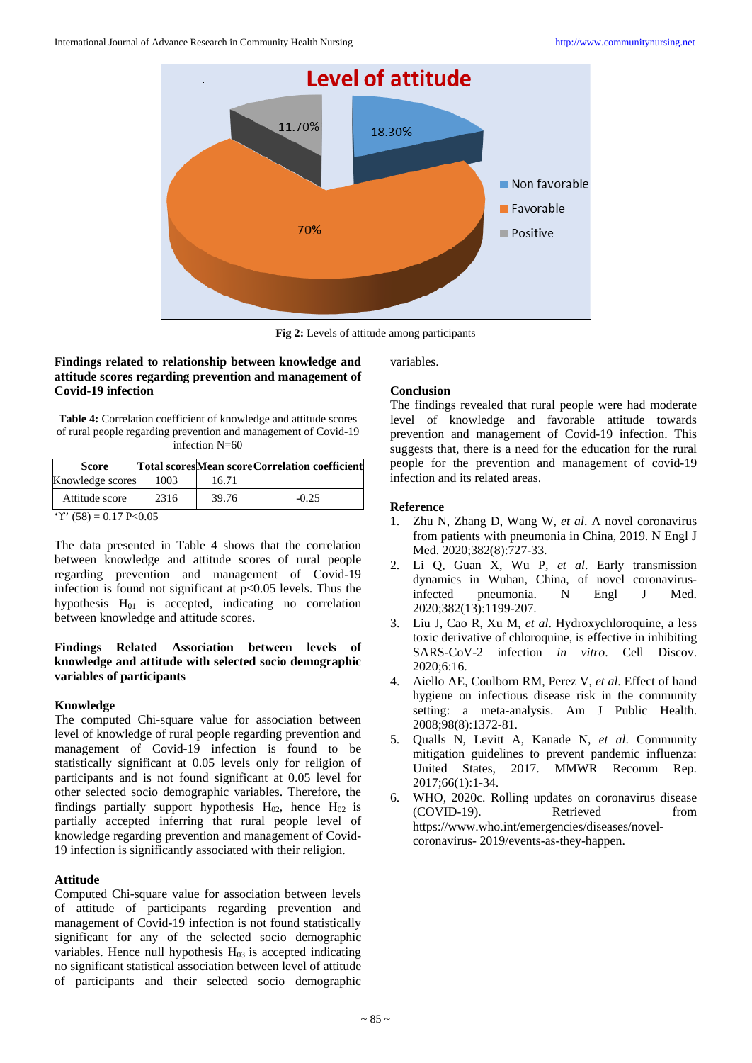Level of attitude

11.70%

18.30%

70%

Non favorable

Favorable

Positive

**Fig 2:** Levels of attitude among participants

### Findings related to relationship between knowledge and attitude scores regarding prevention and management of Covid-19 infection

**Table 4:** Correlation coefficient of knowledge and attitude scores of rural people regarding prevention and management of Covid-19 infection N=60

| Score | Total scores | Mean score | Correlation coefficient |
|---|---|---|---|
| Knowledge scores | 1003 | 16.71 | |
| Attitude score | 2316 | 39.76 | -0.25 |

'ϒ' (58) = 0.17 P<0.05

The data presented in Table 4 shows that the correlation between knowledge and attitude scores of rural people regarding prevention and management of Covid-19 infection is found not significant at p<0.05 levels. Thus the hypothesis $H_{01}$ is accepted, indicating no correlation between knowledge and attitude scores.

### Findings Related Association between levels of knowledge and attitude with selected socio demographic variables of participants

### Knowledge

The computed Chi-square value for association between level of knowledge of rural people regarding prevention and management of Covid-19 infection is found to be statistically significant at 0.05 levels only for religion of participants and is not found significant at 0.05 level for other selected socio demographic variables. Therefore, the findings partially support hypothesis $H_{02}$, hence $H_{02}$ is partially accepted inferring that rural people level of knowledge regarding prevention and management of Covid-19 infection is significantly associated with their religion.

### Attitude

Computed Chi-square value for association between levels of attitude of participants regarding prevention and management of Covid-19 infection is not found statistically significant for any of the selected socio demographic variables. Hence null hypothesis $H_{03}$ is accepted indicating no significant statistical association between level of attitude of participants and their selected socio demographic variables.

## Conclusion

The findings revealed that rural people were had moderate level of knowledge and favorable attitude towards prevention and management of Covid-19 infection. This suggests that, there is a need for the education for the rural people for the prevention and management of covid-19 infection and its related areas.

## Reference

1. Zhu N, Zhang D, Wang W, *et al*. A novel coronavirus from patients with pneumonia in China, 2019. N Engl J Med. 2020;382(8):727-33.
2. Li Q, Guan X, Wu P, *et al*. Early transmission dynamics in Wuhan, China, of novel coronavirus-infected pneumonia. N Engl J Med. 2020;382(13):1199-207.
3. Liu J, Cao R, Xu M, *et al*. Hydroxychloroquine, a less toxic derivative of chloroquine, is effective in inhibiting SARS-CoV-2 infection *in vitro*. Cell Discov. 2020;6:16.
4. Aiello AE, Coulborn RM, Perez V, *et al*. Effect of hand hygiene on infectious disease risk in the community setting: a meta-analysis. Am J Public Health. 2008;98(8):1372-81.
5. Qualls N, Levitt A, Kanade N, *et al*. Community mitigation guidelines to prevent pandemic influenza: United States, 2017. MMWR Recomm Rep. 2017;66(1):1-34.
6. WHO, 2020c. Rolling updates on coronavirus disease (COVID-19). Retrieved from https://www.who.int/emergencies/diseases/novel-coronavirus- 2019/events-as-they-happen.